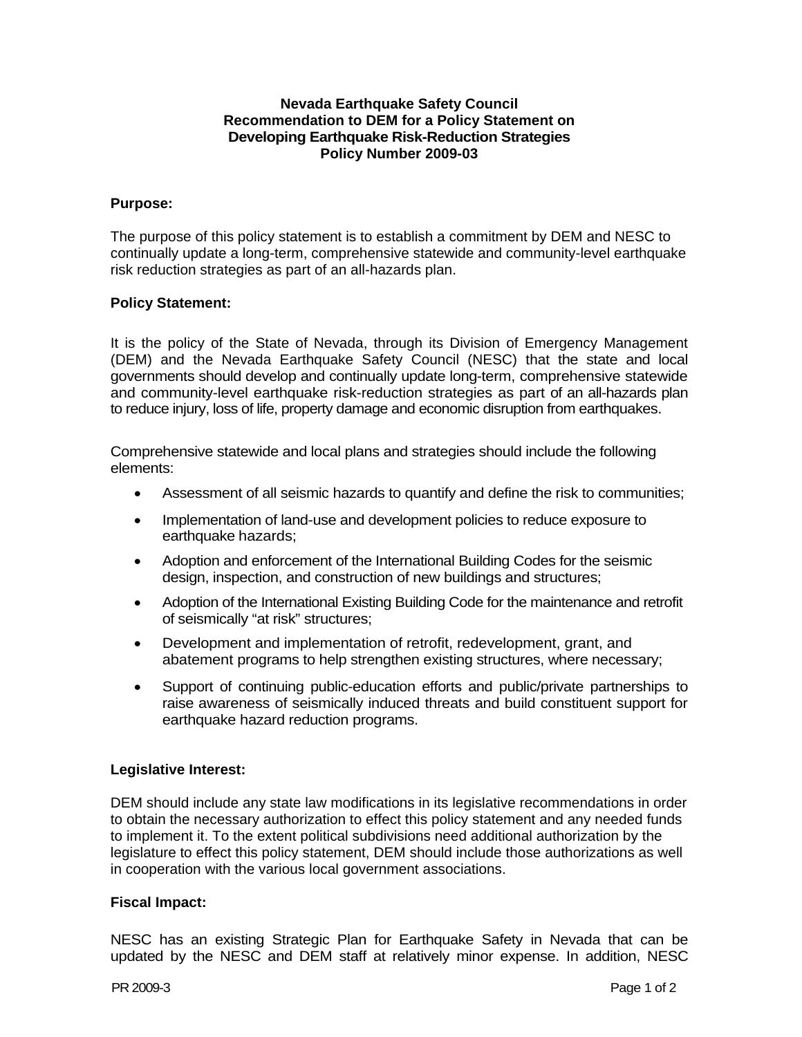**Nevada Earthquake Safety Council**
**Recommendation to DEM for a Policy Statement on**
**Developing Earthquake Risk-Reduction Strategies**
**Policy Number 2009-03**

**Purpose:**

The purpose of this policy statement is to establish a commitment by DEM and NESC to continually update a long-term, comprehensive statewide and community-level earthquake risk reduction strategies as part of an all-hazards plan.

**Policy Statement:**

It is the policy of the State of Nevada, through its Division of Emergency Management (DEM) and the Nevada Earthquake Safety Council (NESC) that the state and local governments should develop and continually update long-term, comprehensive statewide and community-level earthquake risk-reduction strategies as part of an all-hazards plan to reduce injury, loss of life, property damage and economic disruption from earthquakes.

Comprehensive statewide and local plans and strategies should include the following elements:

- Assessment of all seismic hazards to quantify and define the risk to communities;
- Implementation of land-use and development policies to reduce exposure to earthquake hazards;
- Adoption and enforcement of the International Building Codes for the seismic design, inspection, and construction of new buildings and structures;
- Adoption of the International Existing Building Code for the maintenance and retrofit of seismically "at risk" structures;
- Development and implementation of retrofit, redevelopment, grant, and abatement programs to help strengthen existing structures, where necessary;
- Support of continuing public-education efforts and public/private partnerships to raise awareness of seismically induced threats and build constituent support for earthquake hazard reduction programs.

**Legislative Interest:**

DEM should include any state law modifications in its legislative recommendations in order to obtain the necessary authorization to effect this policy statement and any needed funds to implement it. To the extent political subdivisions need additional authorization by the legislature to effect this policy statement, DEM should include those authorizations as well in cooperation with the various local government associations.

**Fiscal Impact:**

NESC has an existing Strategic Plan for Earthquake Safety in Nevada that can be updated by the NESC and DEM staff at relatively minor expense. In addition, NESC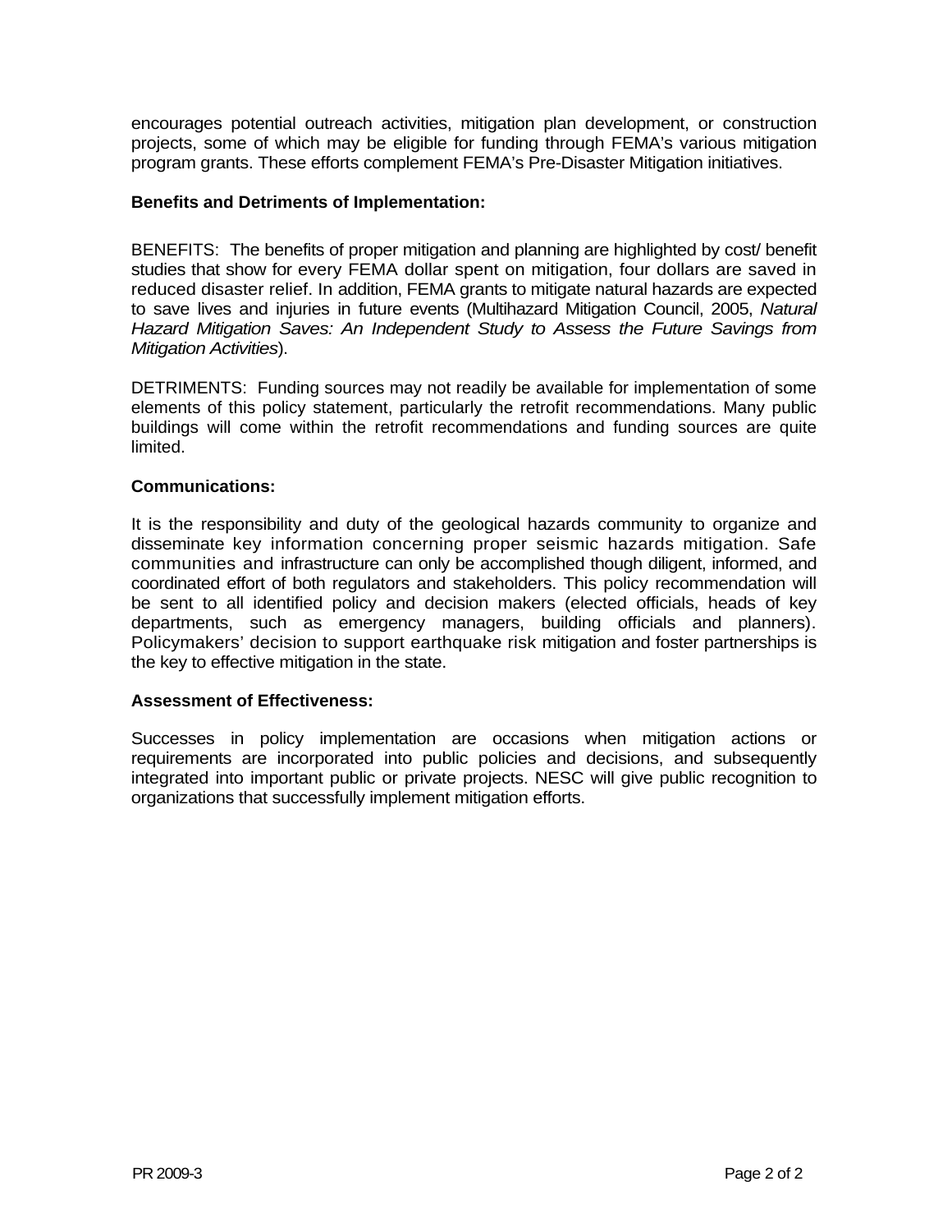encourages potential outreach activities, mitigation plan development, or construction projects, some of which may be eligible for funding through FEMA's various mitigation program grants. These efforts complement FEMA's Pre-Disaster Mitigation initiatives.

**Benefits and Detriments of Implementation:**

BENEFITS: The benefits of proper mitigation and planning are highlighted by cost/ benefit studies that show for every FEMA dollar spent on mitigation, four dollars are saved in reduced disaster relief. In addition, FEMA grants to mitigate natural hazards are expected to save lives and injuries in future events (Multihazard Mitigation Council, 2005, *Natural Hazard Mitigation Saves: An Independent Study to Assess the Future Savings from Mitigation Activities*).

DETRIMENTS: Funding sources may not readily be available for implementation of some elements of this policy statement, particularly the retrofit recommendations. Many public buildings will come within the retrofit recommendations and funding sources are quite limited.

**Communications:**

It is the responsibility and duty of the geological hazards community to organize and disseminate key information concerning proper seismic hazards mitigation. Safe communities and infrastructure can only be accomplished though diligent, informed, and coordinated effort of both regulators and stakeholders. This policy recommendation will be sent to all identified policy and decision makers (elected officials, heads of key departments, such as emergency managers, building officials and planners). Policymakers' decision to support earthquake risk mitigation and foster partnerships is the key to effective mitigation in the state.

**Assessment of Effectiveness:**

Successes in policy implementation are occasions when mitigation actions or requirements are incorporated into public policies and decisions, and subsequently integrated into important public or private projects. NESC will give public recognition to organizations that successfully implement mitigation efforts.